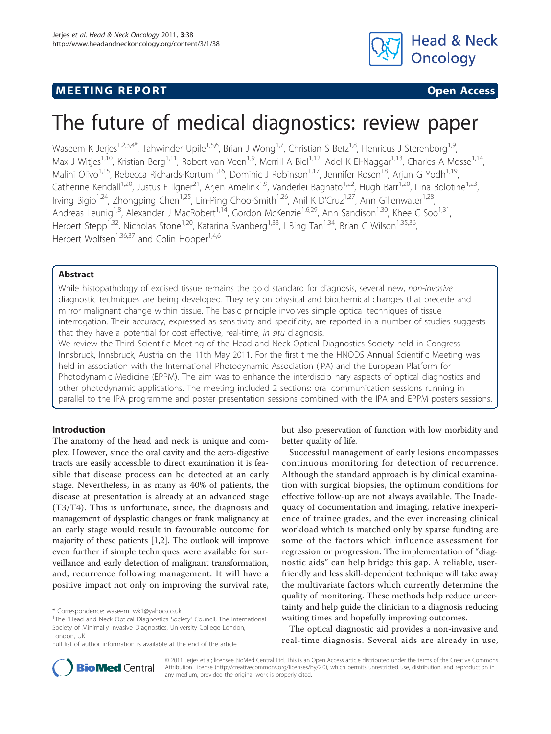**MEETING REPORT** **Open Access**

# The future of medical diagnostics: review paper

Waseem K Jerjes[1,2,3,4*], Tahwinder Upile[1,5,6], Brian J Wong[1,7], Christian S Betz[1,8], Henricus J Sterenborg[1,9], Max J Witjes[1,10], Kristian Berg[1,11], Robert van Veen[1,9], Merrill A Biel[1,12], Adel K El-Naggar[1,13], Charles A Mosse[1,14], Malini Olivo[1,15], Rebecca Richards-Kortum[1,16], Dominic J Robinson[1,17], Jennifer Rosen[18], Arjun G Yodh[1,19], Catherine Kendall[1,20], Justus F Ilgner[21], Arjen Amelink[1,9], Vanderlei Bagnato[1,22], Hugh Barr[1,20], Lina Bolotine[1,23], Irving Bigio[1,24], Zhongping Chen[1,25], Lin-Ping Choo-Smith[1,26], Anil K D'Cruz[1,27], Ann Gillenwater[1,28], Andreas Leunig[1,8], Alexander J MacRobert[1,14], Gordon McKenzie[1,6,29], Ann Sandison[1,30], Khee C Soo[1,31], Herbert Stepp[1,32], Nicholas Stone[1,20], Katarina Svanberg[1,33], I Bing Tan[1,34], Brian C Wilson[1,35,36], Herbert Wolfsen[1,36,37] and Colin Hopper[1,4,6]

## Abstract

While histopathology of excised tissue remains the gold standard for diagnosis, several new, *non-invasive* diagnostic techniques are being developed. They rely on physical and biochemical changes that precede and mirror malignant change within tissue. The basic principle involves simple optical techniques of tissue interrogation. Their accuracy, expressed as sensitivity and specificity, are reported in a number of studies suggests that they have a potential for cost effective, real-time, *in situ* diagnosis.

We review the Third Scientific Meeting of the Head and Neck Optical Diagnostics Society held in Congress Innsbruck, Innsbruck, Austria on the 11th May 2011. For the first time the HNODS Annual Scientific Meeting was held in association with the International Photodynamic Association (IPA) and the European Platform for Photodynamic Medicine (EPPM). The aim was to enhance the interdisciplinary aspects of optical diagnostics and other photodynamic applications. The meeting included 2 sections: oral communication sessions running in parallel to the IPA programme and poster presentation sessions combined with the IPA and EPPM posters sessions.

## Introduction

The anatomy of the head and neck is unique and complex. However, since the oral cavity and the aero-digestive tracts are easily accessible to direct examination it is feasible that disease process can be detected at an early stage. Nevertheless, in as many as 40% of patients, the disease at presentation is already at an advanced stage (T3/T4). This is unfortunate, since, the diagnosis and management of dysplastic changes or frank malignancy at an early stage would result in favourable outcome for majority of these patients [1,2]. The outlook will improve even further if simple techniques were available for surveillance and early detection of malignant transformation, and, recurrence following management. It will have a positive impact not only on improving the survival rate, but also preservation of function with low morbidity and better quality of life.

Successful management of early lesions encompasses continuous monitoring for detection of recurrence. Although the standard approach is by clinical examination with surgical biopsies, the optimum conditions for effective follow-up are not always available. The Inadequacy of documentation and imaging, relative inexperience of trainee grades, and the ever increasing clinical workload which is matched only by sparse funding are some of the factors which influence assessment for regression or progression. The implementation of "diagnostic aids" can help bridge this gap. A reliable, user-friendly and less skill-dependent technique will take away the multivariate factors which currently determine the quality of monitoring. These methods help reduce uncertainty and help guide the clinician to a diagnosis reducing waiting times and hopefully improving outcomes.

The optical diagnostic aid provides a non-invasive and real-time diagnosis. Several aids are already in use,

\* Correspondence: waseem_wk1@yahoo.co.uk
[1]The "Head and Neck Optical Diagnostics Society" Council, The International Society of Minimally Invasive Diagnostics, University College London, London, UK
Full list of author information is available at the end of the article

© 2011 Jerjes et al; licensee BioMed Central Ltd. This is an Open Access article distributed under the terms of the Creative Commons Attribution License (http://creativecommons.org/licenses/by/2.0), which permits unrestricted use, distribution, and reproduction in any medium, provided the original work is properly cited.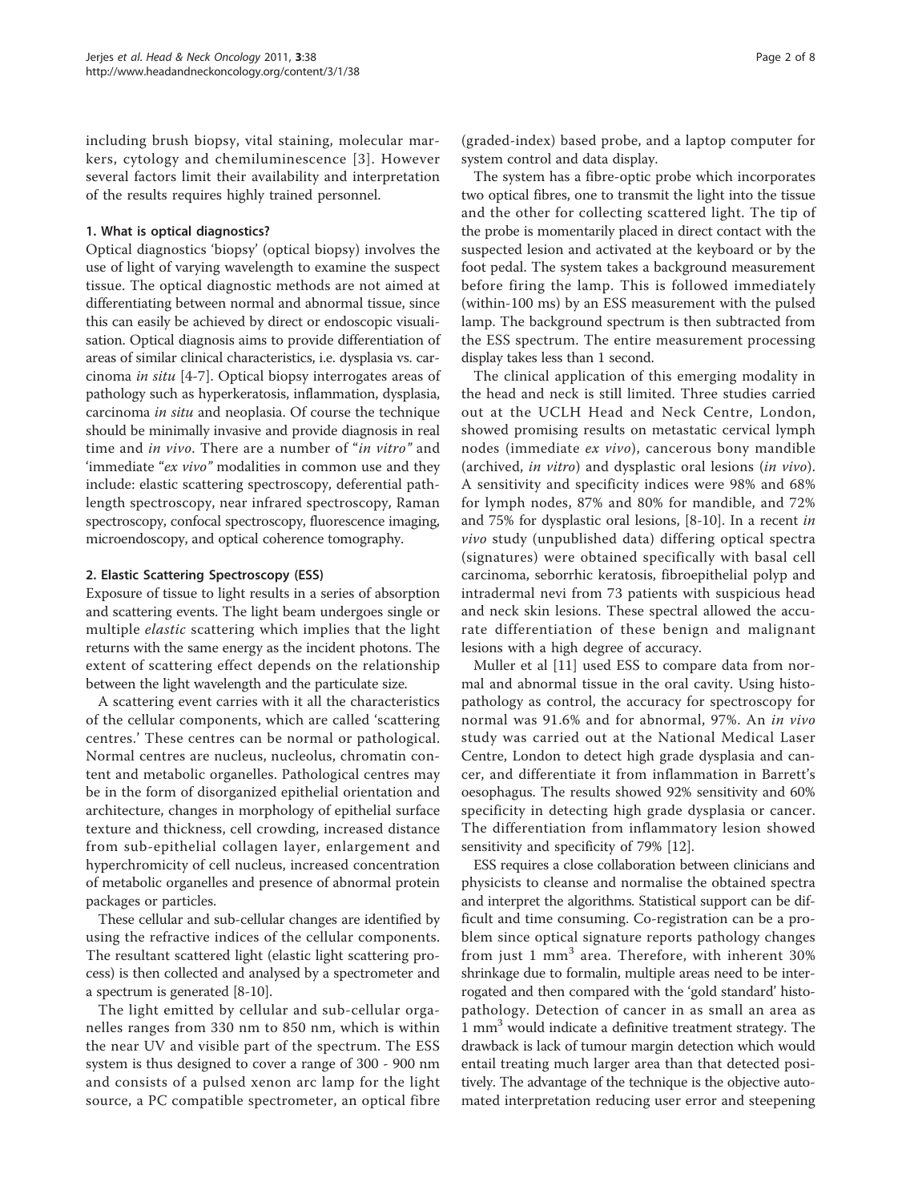including brush biopsy, vital staining, molecular markers, cytology and chemiluminescence [3]. However several factors limit their availability and interpretation of the results requires highly trained personnel.

### 1. What is optical diagnostics?

Optical diagnostics 'biopsy' (optical biopsy) involves the use of light of varying wavelength to examine the suspect tissue. The optical diagnostic methods are not aimed at differentiating between normal and abnormal tissue, since this can easily be achieved by direct or endoscopic visualisation. Optical diagnosis aims to provide differentiation of areas of similar clinical characteristics, i.e. dysplasia vs. carcinoma *in situ* [4-7]. Optical biopsy interrogates areas of pathology such as hyperkeratosis, inflammation, dysplasia, carcinoma *in situ* and neoplasia. Of course the technique should be minimally invasive and provide diagnosis in real time and *in vivo*. There are a number of "*in vitro*" and 'immediate "*ex vivo*" modalities in common use and they include: elastic scattering spectroscopy, deferential pathlength spectroscopy, near infrared spectroscopy, Raman spectroscopy, confocal spectroscopy, fluorescence imaging, microendoscopy, and optical coherence tomography.

### 2. Elastic Scattering Spectroscopy (ESS)

Exposure of tissue to light results in a series of absorption and scattering events. The light beam undergoes single or multiple *elastic* scattering which implies that the light returns with the same energy as the incident photons. The extent of scattering effect depends on the relationship between the light wavelength and the particulate size.

A scattering event carries with it all the characteristics of the cellular components, which are called 'scattering centres.' These centres can be normal or pathological. Normal centres are nucleus, nucleolus, chromatin content and metabolic organelles. Pathological centres may be in the form of disorganized epithelial orientation and architecture, changes in morphology of epithelial surface texture and thickness, cell crowding, increased distance from sub-epithelial collagen layer, enlargement and hyperchromicity of cell nucleus, increased concentration of metabolic organelles and presence of abnormal protein packages or particles.

These cellular and sub-cellular changes are identified by using the refractive indices of the cellular components. The resultant scattered light (elastic light scattering process) is then collected and analysed by a spectrometer and a spectrum is generated [8-10].

The light emitted by cellular and sub-cellular organelles ranges from 330 nm to 850 nm, which is within the near UV and visible part of the spectrum. The ESS system is thus designed to cover a range of 300 - 900 nm and consists of a pulsed xenon arc lamp for the light source, a PC compatible spectrometer, an optical fibre (graded-index) based probe, and a laptop computer for system control and data display.

The system has a fibre-optic probe which incorporates two optical fibres, one to transmit the light into the tissue and the other for collecting scattered light. The tip of the probe is momentarily placed in direct contact with the suspected lesion and activated at the keyboard or by the foot pedal. The system takes a background measurement before firing the lamp. This is followed immediately (within-100 ms) by an ESS measurement with the pulsed lamp. The background spectrum is then subtracted from the ESS spectrum. The entire measurement processing display takes less than 1 second.

The clinical application of this emerging modality in the head and neck is still limited. Three studies carried out at the UCLH Head and Neck Centre, London, showed promising results on metastatic cervical lymph nodes (immediate *ex vivo*), cancerous bony mandible (archived, *in vitro*) and dysplastic oral lesions (*in vivo*). A sensitivity and specificity indices were 98% and 68% for lymph nodes, 87% and 80% for mandible, and 72% and 75% for dysplastic oral lesions, [8-10]. In a recent *in vivo* study (unpublished data) differing optical spectra (signatures) were obtained specifically with basal cell carcinoma, seborrhic keratosis, fibroepithelial polyp and intradermal nevi from 73 patients with suspicious head and neck skin lesions. These spectral allowed the accurate differentiation of these benign and malignant lesions with a high degree of accuracy.

Muller et al [11] used ESS to compare data from normal and abnormal tissue in the oral cavity. Using histopathology as control, the accuracy for spectroscopy for normal was 91.6% and for abnormal, 97%. An *in vivo* study was carried out at the National Medical Laser Centre, London to detect high grade dysplasia and cancer, and differentiate it from inflammation in Barrett's oesophagus. The results showed 92% sensitivity and 60% specificity in detecting high grade dysplasia or cancer. The differentiation from inflammatory lesion showed sensitivity and specificity of 79% [12].

ESS requires a close collaboration between clinicians and physicists to cleanse and normalise the obtained spectra and interpret the algorithms. Statistical support can be difficult and time consuming. Co-registration can be a problem since optical signature reports pathology changes from just 1 $mm^3$ area. Therefore, with inherent 30% shrinkage due to formalin, multiple areas need to be interrogated and then compared with the 'gold standard' histopathology. Detection of cancer in as small an area as 1 $mm^3$ would indicate a definitive treatment strategy. The drawback is lack of tumour margin detection which would entail treating much larger area than that detected positively. The advantage of the technique is the objective automated interpretation reducing user error and steepening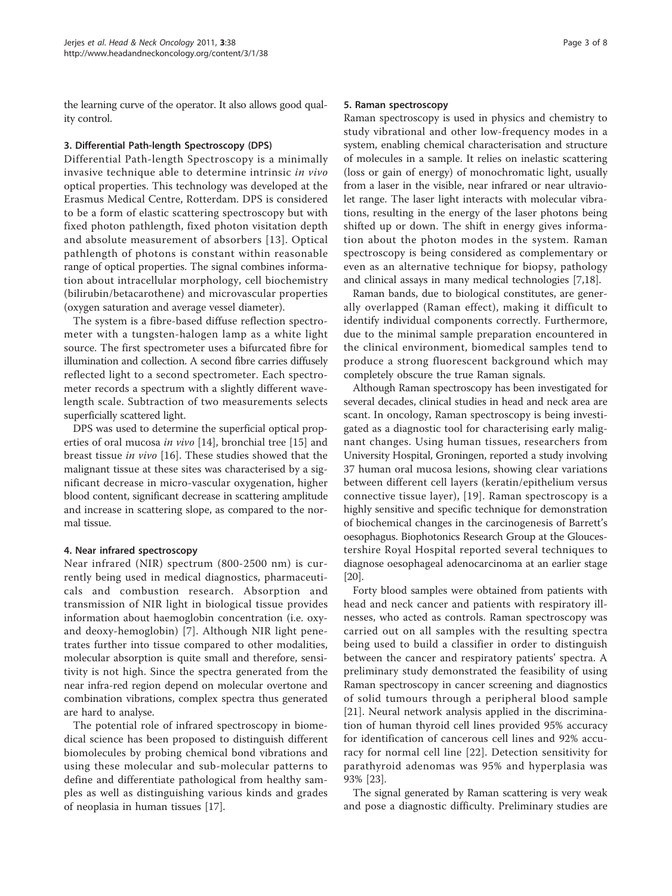the learning curve of the operator. It also allows good quality control.

### 3. Differential Path-length Spectroscopy (DPS)

Differential Path-length Spectroscopy is a minimally invasive technique able to determine intrinsic *in vivo* optical properties. This technology was developed at the Erasmus Medical Centre, Rotterdam. DPS is considered to be a form of elastic scattering spectroscopy but with fixed photon pathlength, fixed photon visitation depth and absolute measurement of absorbers [13]. Optical pathlength of photons is constant within reasonable range of optical properties. The signal combines information about intracellular morphology, cell biochemistry (bilirubin/betacarothene) and microvascular properties (oxygen saturation and average vessel diameter).

The system is a fibre-based diffuse reflection spectrometer with a tungsten-halogen lamp as a white light source. The first spectrometer uses a bifurcated fibre for illumination and collection. A second fibre carries diffusely reflected light to a second spectrometer. Each spectrometer records a spectrum with a slightly different wavelength scale. Subtraction of two measurements selects superficially scattered light.

DPS was used to determine the superficial optical properties of oral mucosa *in vivo* [14], bronchial tree [15] and breast tissue *in vivo* [16]. These studies showed that the malignant tissue at these sites was characterised by a significant decrease in micro-vascular oxygenation, higher blood content, significant decrease in scattering amplitude and increase in scattering slope, as compared to the normal tissue.

### 4. Near infrared spectroscopy

Near infrared (NIR) spectrum (800-2500 nm) is currently being used in medical diagnostics, pharmaceuticals and combustion research. Absorption and transmission of NIR light in biological tissue provides information about haemoglobin concentration (i.e. oxy- and deoxy-hemoglobin) [7]. Although NIR light penetrates further into tissue compared to other modalities, molecular absorption is quite small and therefore, sensitivity is not high. Since the spectra generated from the near infra-red region depend on molecular overtone and combination vibrations, complex spectra thus generated are hard to analyse.

The potential role of infrared spectroscopy in biomedical science has been proposed to distinguish different biomolecules by probing chemical bond vibrations and using these molecular and sub-molecular patterns to define and differentiate pathological from healthy samples as well as distinguishing various kinds and grades of neoplasia in human tissues [17].

### 5. Raman spectroscopy

Raman spectroscopy is used in physics and chemistry to study vibrational and other low-frequency modes in a system, enabling chemical characterisation and structure of molecules in a sample. It relies on inelastic scattering (loss or gain of energy) of monochromatic light, usually from a laser in the visible, near infrared or near ultraviolet range. The laser light interacts with molecular vibrations, resulting in the energy of the laser photons being shifted up or down. The shift in energy gives information about the photon modes in the system. Raman spectroscopy is being considered as complementary or even as an alternative technique for biopsy, pathology and clinical assays in many medical technologies [7,18].

Raman bands, due to biological constitutes, are generally overlapped (Raman effect), making it difficult to identify individual components correctly. Furthermore, due to the minimal sample preparation encountered in the clinical environment, biomedical samples tend to produce a strong fluorescent background which may completely obscure the true Raman signals.

Although Raman spectroscopy has been investigated for several decades, clinical studies in head and neck area are scant. In oncology, Raman spectroscopy is being investigated as a diagnostic tool for characterising early malignant changes. Using human tissues, researchers from University Hospital, Groningen, reported a study involving 37 human oral mucosa lesions, showing clear variations between different cell layers (keratin/epithelium versus connective tissue layer), [19]. Raman spectroscopy is a highly sensitive and specific technique for demonstration of biochemical changes in the carcinogenesis of Barrett's oesophagus. Biophotonics Research Group at the Gloucestershire Royal Hospital reported several techniques to diagnose oesophageal adenocarcinoma at an earlier stage [20].

Forty blood samples were obtained from patients with head and neck cancer and patients with respiratory illnesses, who acted as controls. Raman spectroscopy was carried out on all samples with the resulting spectra being used to build a classifier in order to distinguish between the cancer and respiratory patients' spectra. A preliminary study demonstrated the feasibility of using Raman spectroscopy in cancer screening and diagnostics of solid tumours through a peripheral blood sample [21]. Neural network analysis applied in the discrimination of human thyroid cell lines provided 95% accuracy for identification of cancerous cell lines and 92% accuracy for normal cell line [22]. Detection sensitivity for parathyroid adenomas was 95% and hyperplasia was 93% [23].

The signal generated by Raman scattering is very weak and pose a diagnostic difficulty. Preliminary studies are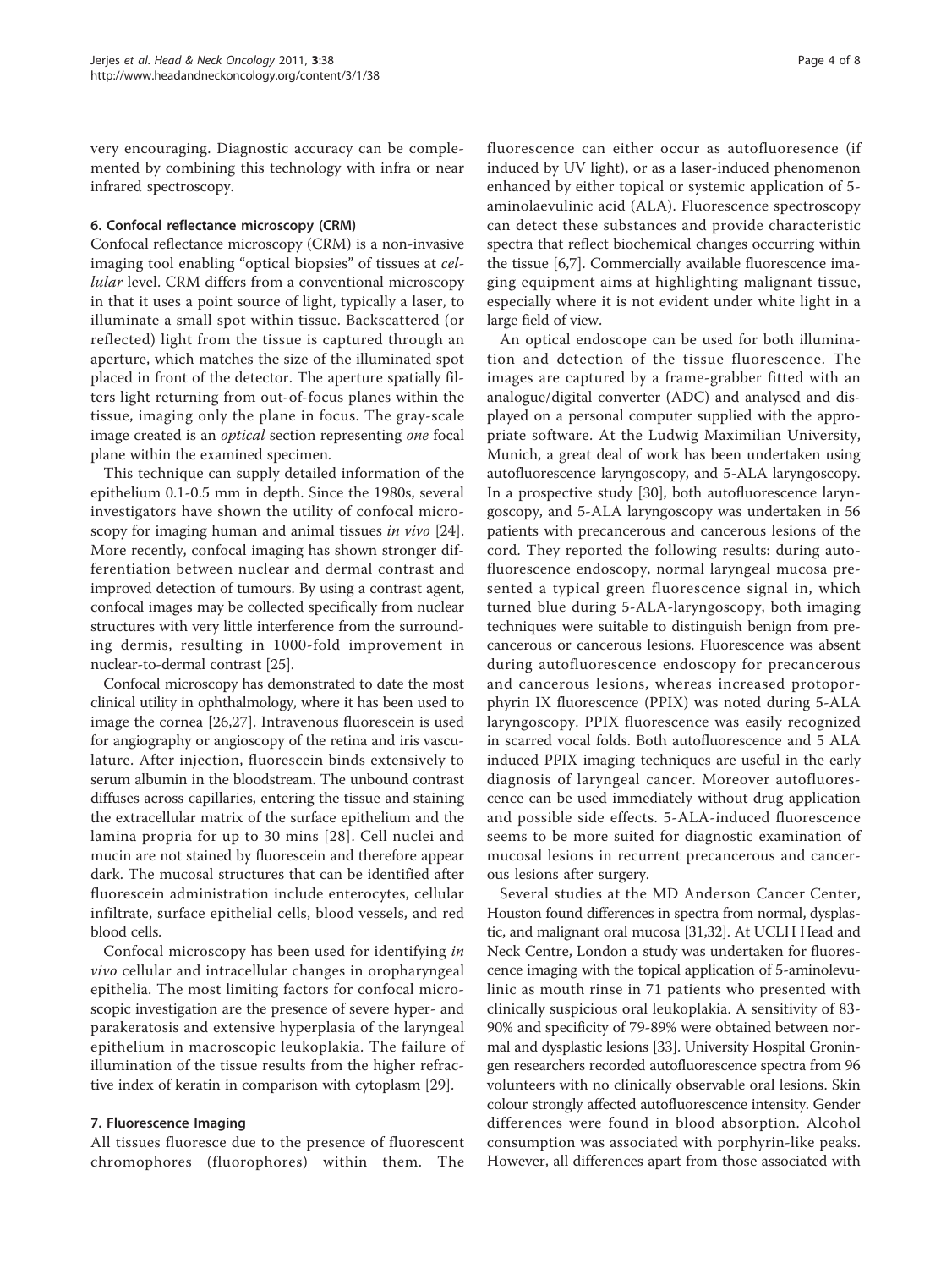very encouraging. Diagnostic accuracy can be complemented by combining this technology with infra or near infrared spectroscopy.

### 6. Confocal reflectance microscopy (CRM)

Confocal reflectance microscopy (CRM) is a non-invasive imaging tool enabling "optical biopsies" of tissues at *cellular* level. CRM differs from a conventional microscopy in that it uses a point source of light, typically a laser, to illuminate a small spot within tissue. Backscattered (or reflected) light from the tissue is captured through an aperture, which matches the size of the illuminated spot placed in front of the detector. The aperture spatially filters light returning from out-of-focus planes within the tissue, imaging only the plane in focus. The gray-scale image created is an *optical* section representing *one* focal plane within the examined specimen.

This technique can supply detailed information of the epithelium 0.1-0.5 mm in depth. Since the 1980s, several investigators have shown the utility of confocal microscopy for imaging human and animal tissues *in vivo* [24]. More recently, confocal imaging has shown stronger differentiation between nuclear and dermal contrast and improved detection of tumours. By using a contrast agent, confocal images may be collected specifically from nuclear structures with very little interference from the surrounding dermis, resulting in 1000-fold improvement in nuclear-to-dermal contrast [25].

Confocal microscopy has demonstrated to date the most clinical utility in ophthalmology, where it has been used to image the cornea [26,27]. Intravenous fluorescein is used for angiography or angioscopy of the retina and iris vasculature. After injection, fluorescein binds extensively to serum albumin in the bloodstream. The unbound contrast diffuses across capillaries, entering the tissue and staining the extracellular matrix of the surface epithelium and the lamina propria for up to 30 mins [28]. Cell nuclei and mucin are not stained by fluorescein and therefore appear dark. The mucosal structures that can be identified after fluorescein administration include enterocytes, cellular infiltrate, surface epithelial cells, blood vessels, and red blood cells.

Confocal microscopy has been used for identifying *in vivo* cellular and intracellular changes in oropharyngeal epithelia. The most limiting factors for confocal microscopic investigation are the presence of severe hyper- and parakeratosis and extensive hyperplasia of the laryngeal epithelium in macroscopic leukoplakia. The failure of illumination of the tissue results from the higher refractive index of keratin in comparison with cytoplasm [29].

### 7. Fluorescence Imaging

All tissues fluoresce due to the presence of fluorescent chromophores (fluorophores) within them. The fluorescence can either occur as autofluoresence (if induced by UV light), or as a laser-induced phenomenon enhanced by either topical or systemic application of 5-aminolaevulinic acid (ALA). Fluorescence spectroscopy can detect these substances and provide characteristic spectra that reflect biochemical changes occurring within the tissue [6,7]. Commercially available fluorescence imaging equipment aims at highlighting malignant tissue, especially where it is not evident under white light in a large field of view.

An optical endoscope can be used for both illumination and detection of the tissue fluorescence. The images are captured by a frame-grabber fitted with an analogue/digital converter (ADC) and analysed and displayed on a personal computer supplied with the appropriate software. At the Ludwig Maximilian University, Munich, a great deal of work has been undertaken using autofluorescence laryngoscopy, and 5-ALA laryngoscopy. In a prospective study [30], both autofluorescence laryngoscopy, and 5-ALA laryngoscopy was undertaken in 56 patients with precancerous and cancerous lesions of the cord. They reported the following results: during autofluorescence endoscopy, normal laryngeal mucosa presented a typical green fluorescence signal in, which turned blue during 5-ALA-laryngoscopy, both imaging techniques were suitable to distinguish benign from precancerous or cancerous lesions. Fluorescence was absent during autofluorescence endoscopy for precancerous and cancerous lesions, whereas increased protoporphyrin IX fluorescence (PPIX) was noted during 5-ALA laryngoscopy. PPIX fluorescence was easily recognized in scarred vocal folds. Both autofluorescence and 5 ALA induced PPIX imaging techniques are useful in the early diagnosis of laryngeal cancer. Moreover autofluorescence can be used immediately without drug application and possible side effects. 5-ALA-induced fluorescence seems to be more suited for diagnostic examination of mucosal lesions in recurrent precancerous and cancerous lesions after surgery.

Several studies at the MD Anderson Cancer Center, Houston found differences in spectra from normal, dysplastic, and malignant oral mucosa [31,32]. At UCLH Head and Neck Centre, London a study was undertaken for fluorescence imaging with the topical application of 5-aminolevulinic as mouth rinse in 71 patients who presented with clinically suspicious oral leukoplakia. A sensitivity of 83-90% and specificity of 79-89% were obtained between normal and dysplastic lesions [33]. University Hospital Groningen researchers recorded autofluorescence spectra from 96 volunteers with no clinically observable oral lesions. Skin colour strongly affected autofluorescence intensity. Gender differences were found in blood absorption. Alcohol consumption was associated with porphyrin-like peaks. However, all differences apart from those associated with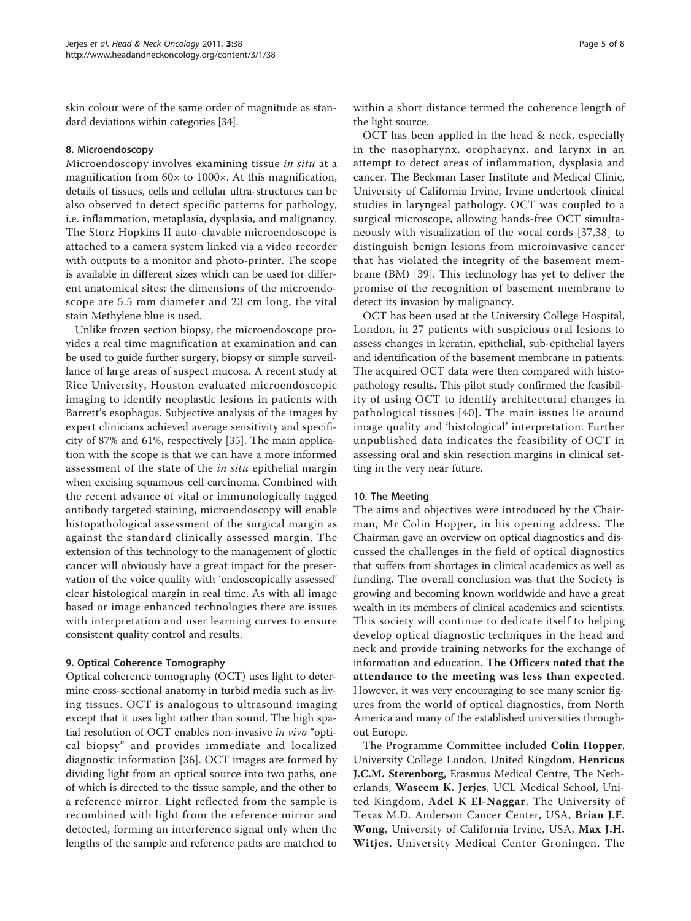skin colour were of the same order of magnitude as standard deviations within categories [34].

### 8. Microendoscopy

Microendoscopy involves examining tissue *in situ* at a magnification from 60× to 1000×. At this magnification, details of tissues, cells and cellular ultra-structures can be also observed to detect specific patterns for pathology, i.e. inflammation, metaplasia, dysplasia, and malignancy. The Storz Hopkins II auto-clavable microendoscope is attached to a camera system linked via a video recorder with outputs to a monitor and photo-printer. The scope is available in different sizes which can be used for different anatomical sites; the dimensions of the microendoscope are 5.5 mm diameter and 23 cm long, the vital stain Methylene blue is used.

Unlike frozen section biopsy, the microendoscope provides a real time magnification at examination and can be used to guide further surgery, biopsy or simple surveillance of large areas of suspect mucosa. A recent study at Rice University, Houston evaluated microendoscopic imaging to identify neoplastic lesions in patients with Barrett's esophagus. Subjective analysis of the images by expert clinicians achieved average sensitivity and specificity of 87% and 61%, respectively [35]. The main application with the scope is that we can have a more informed assessment of the state of the *in situ* epithelial margin when excising squamous cell carcinoma. Combined with the recent advance of vital or immunologically tagged antibody targeted staining, microendoscopy will enable histopathological assessment of the surgical margin as against the standard clinically assessed margin. The extension of this technology to the management of glottic cancer will obviously have a great impact for the preservation of the voice quality with 'endoscopically assessed' clear histological margin in real time. As with all image based or image enhanced technologies there are issues with interpretation and user learning curves to ensure consistent quality control and results.

### 9. Optical Coherence Tomography

Optical coherence tomography (OCT) uses light to determine cross-sectional anatomy in turbid media such as living tissues. OCT is analogous to ultrasound imaging except that it uses light rather than sound. The high spatial resolution of OCT enables non-invasive *in vivo* "optical biopsy" and provides immediate and localized diagnostic information [36]. OCT images are formed by dividing light from an optical source into two paths, one of which is directed to the tissue sample, and the other to a reference mirror. Light reflected from the sample is recombined with light from the reference mirror and detected, forming an interference signal only when the lengths of the sample and reference paths are matched to within a short distance termed the coherence length of the light source.

OCT has been applied in the head & neck, especially in the nasopharynx, oropharynx, and larynx in an attempt to detect areas of inflammation, dysplasia and cancer. The Beckman Laser Institute and Medical Clinic, University of California Irvine, Irvine undertook clinical studies in laryngeal pathology. OCT was coupled to a surgical microscope, allowing hands-free OCT simultaneously with visualization of the vocal cords [37,38] to distinguish benign lesions from microinvasive cancer that has violated the integrity of the basement membrane (BM) [39]. This technology has yet to deliver the promise of the recognition of basement membrane to detect its invasion by malignancy.

OCT has been used at the University College Hospital, London, in 27 patients with suspicious oral lesions to assess changes in keratin, epithelial, sub-epithelial layers and identification of the basement membrane in patients. The acquired OCT data were then compared with histopathology results. This pilot study confirmed the feasibility of using OCT to identify architectural changes in pathological tissues [40]. The main issues lie around image quality and 'histological' interpretation. Further unpublished data indicates the feasibility of OCT in assessing oral and skin resection margins in clinical setting in the very near future.

### 10. The Meeting

The aims and objectives were introduced by the Chairman, Mr Colin Hopper, in his opening address. The Chairman gave an overview on optical diagnostics and discussed the challenges in the field of optical diagnostics that suffers from shortages in clinical academics as well as funding. The overall conclusion was that the Society is growing and becoming known worldwide and have a great wealth in its members of clinical academics and scientists. This society will continue to dedicate itself to helping develop optical diagnostic techniques in the head and neck and provide training networks for the exchange of information and education. **The Officers noted that the attendance to the meeting was less than expected**. However, it was very encouraging to see many senior figures from the world of optical diagnostics, from North America and many of the established universities throughout Europe.

The Programme Committee included **Colin Hopper**, University College London, United Kingdom, **Henricus J.C.M. Sterenborg**, Erasmus Medical Centre, The Netherlands, **Waseem K. Jerjes**, UCL Medical School, United Kingdom, **Adel K El-Naggar**, The University of Texas M.D. Anderson Cancer Center, USA, **Brian J.F. Wong**, University of California Irvine, USA, **Max J.H. Witjes**, University Medical Center Groningen, The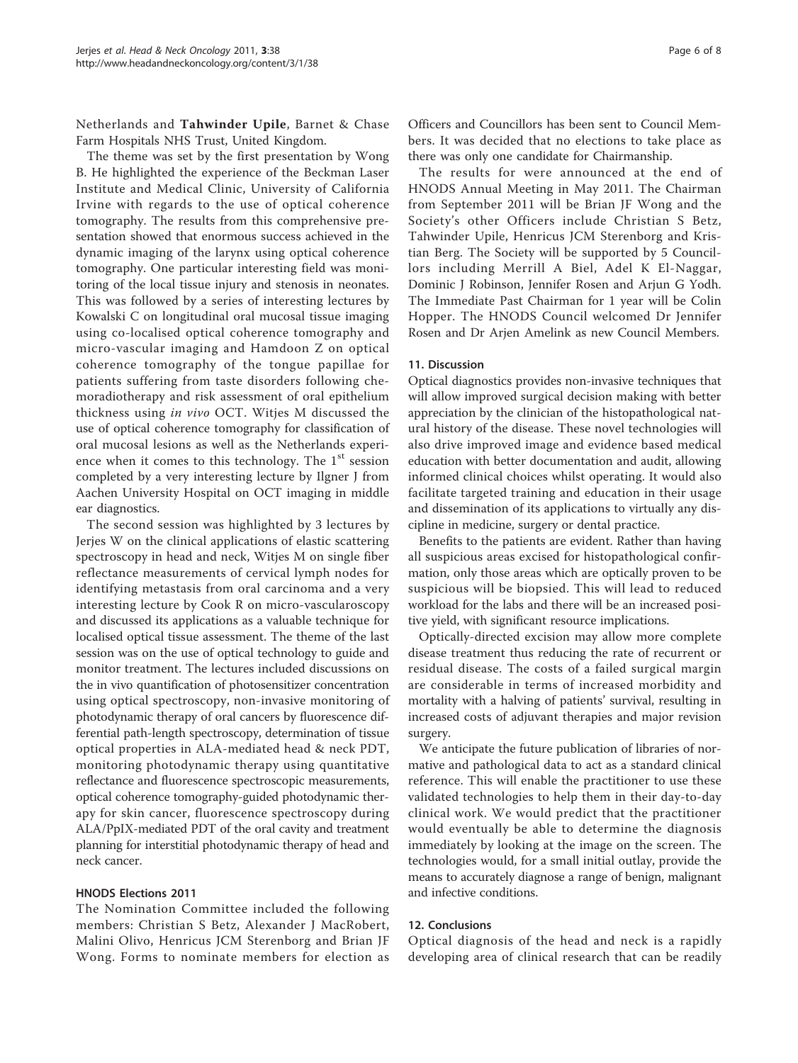Netherlands and **Tahwinder Upile**, Barnet & Chase Farm Hospitals NHS Trust, United Kingdom.

The theme was set by the first presentation by Wong B. He highlighted the experience of the Beckman Laser Institute and Medical Clinic, University of California Irvine with regards to the use of optical coherence tomography. The results from this comprehensive presentation showed that enormous success achieved in the dynamic imaging of the larynx using optical coherence tomography. One particular interesting field was monitoring of the local tissue injury and stenosis in neonates. This was followed by a series of interesting lectures by Kowalski C on longitudinal oral mucosal tissue imaging using co-localised optical coherence tomography and micro-vascular imaging and Hamdoon Z on optical coherence tomography of the tongue papillae for patients suffering from taste disorders following chemoradiotherapy and risk assessment of oral epithelium thickness using *in vivo* OCT. Witjes M discussed the use of optical coherence tomography for classification of oral mucosal lesions as well as the Netherlands experience when it comes to this technology. The 1st session completed by a very interesting lecture by Ilgner J from Aachen University Hospital on OCT imaging in middle ear diagnostics.

The second session was highlighted by 3 lectures by Jerjes W on the clinical applications of elastic scattering spectroscopy in head and neck, Witjes M on single fiber reflectance measurements of cervical lymph nodes for identifying metastasis from oral carcinoma and a very interesting lecture by Cook R on micro-vascularoscopy and discussed its applications as a valuable technique for localised optical tissue assessment. The theme of the last session was on the use of optical technology to guide and monitor treatment. The lectures included discussions on the in vivo quantification of photosensitizer concentration using optical spectroscopy, non-invasive monitoring of photodynamic therapy of oral cancers by fluorescence differential path-length spectroscopy, determination of tissue optical properties in ALA-mediated head & neck PDT, monitoring photodynamic therapy using quantitative reflectance and fluorescence spectroscopic measurements, optical coherence tomography-guided photodynamic therapy for skin cancer, fluorescence spectroscopy during ALA/PpIX-mediated PDT of the oral cavity and treatment planning for interstitial photodynamic therapy of head and neck cancer.

#### HNODS Elections 2011

The Nomination Committee included the following members: Christian S Betz, Alexander J MacRobert, Malini Olivo, Henricus JCM Sterenborg and Brian JF Wong. Forms to nominate members for election as Officers and Councillors has been sent to Council Members. It was decided that no elections to take place as there was only one candidate for Chairmanship.

The results for were announced at the end of HNODS Annual Meeting in May 2011. The Chairman from September 2011 will be Brian JF Wong and the Society's other Officers include Christian S Betz, Tahwinder Upile, Henricus JCM Sterenborg and Kristian Berg. The Society will be supported by 5 Councillors including Merrill A Biel, Adel K El-Naggar, Dominic J Robinson, Jennifer Rosen and Arjun G Yodh. The Immediate Past Chairman for 1 year will be Colin Hopper. The HNODS Council welcomed Dr Jennifer Rosen and Dr Arjen Amelink as new Council Members.

### 11. Discussion

Optical diagnostics provides non-invasive techniques that will allow improved surgical decision making with better appreciation by the clinician of the histopathological natural history of the disease. These novel technologies will also drive improved image and evidence based medical education with better documentation and audit, allowing informed clinical choices whilst operating. It would also facilitate targeted training and education in their usage and dissemination of its applications to virtually any discipline in medicine, surgery or dental practice.

Benefits to the patients are evident. Rather than having all suspicious areas excised for histopathological confirmation, only those areas which are optically proven to be suspicious will be biopsied. This will lead to reduced workload for the labs and there will be an increased positive yield, with significant resource implications.

Optically-directed excision may allow more complete disease treatment thus reducing the rate of recurrent or residual disease. The costs of a failed surgical margin are considerable in terms of increased morbidity and mortality with a halving of patients' survival, resulting in increased costs of adjuvant therapies and major revision surgery.

We anticipate the future publication of libraries of normative and pathological data to act as a standard clinical reference. This will enable the practitioner to use these validated technologies to help them in their day-to-day clinical work. We would predict that the practitioner would eventually be able to determine the diagnosis immediately by looking at the image on the screen. The technologies would, for a small initial outlay, provide the means to accurately diagnose a range of benign, malignant and infective conditions.

### 12. Conclusions

Optical diagnosis of the head and neck is a rapidly developing area of clinical research that can be readily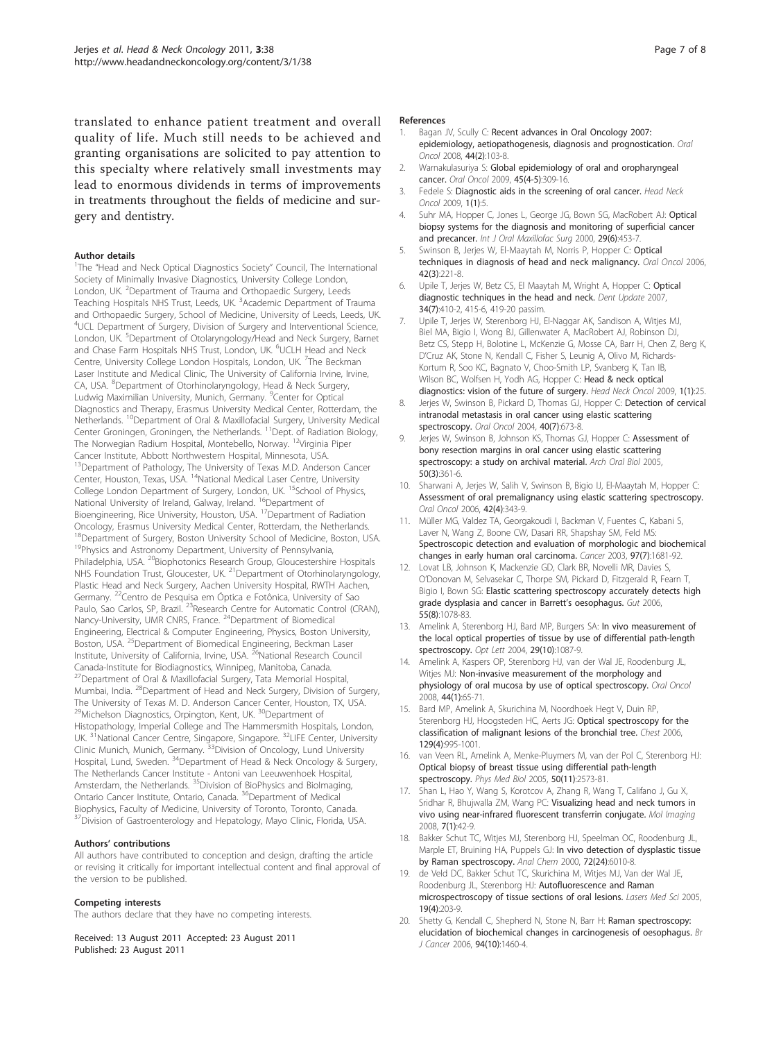translated to enhance patient treatment and overall quality of life. Much still needs to be achieved and granting organisations are solicited to pay attention to this specialty where relatively small investments may lead to enormous dividends in terms of improvements in treatments throughout the fields of medicine and surgery and dentistry.

#### Author details

[1]The "Head and Neck Optical Diagnostics Society" Council, The International Society of Minimally Invasive Diagnostics, University College London, London, UK. [2]Department of Trauma and Orthopaedic Surgery, Leeds Teaching Hospitals NHS Trust, Leeds, UK. [3]Academic Department of Trauma and Orthopaedic Surgery, School of Medicine, University of Leeds, Leeds, UK. [4]UCL Department of Surgery, Division of Surgery and Interventional Science, London, UK. [5]Department of Otolaryngology/Head and Neck Surgery, Barnet and Chase Farm Hospitals NHS Trust, London, UK. [6]UCLH Head and Neck Centre, University College London Hospitals, London, UK. [7]The Beckman Laser Institute and Medical Clinic, The University of California Irvine, Irvine, CA, USA. [8]Department of Otorhinolaryngology, Head & Neck Surgery, Ludwig Maximilian University, Munich, Germany. [9]Center for Optical Diagnostics and Therapy, Erasmus University Medical Center, Rotterdam, the Netherlands. [10]Department of Oral & Maxillofacial Surgery, University Medical Center Groningen, Groningen, the Netherlands. [11]Dept. of Radiation Biology, The Norwegian Radium Hospital, Montebello, Norway. [12]Virginia Piper Cancer Institute, Abbott Northwestern Hospital, Minnesota, USA. [13]Department of Pathology, The University of Texas M.D. Anderson Cancer Center, Houston, Texas, USA. [14]National Medical Laser Centre, University College London Department of Surgery, London, UK. [15]School of Physics, National University of Ireland, Galway, Ireland. [16]Department of Bioengineering, Rice University, Houston, USA. [17]Department of Radiation Oncology, Erasmus University Medical Center, Rotterdam, the Netherlands. [18]Department of Surgery, Boston University School of Medicine, Boston, USA. [19]Physics and Astronomy Department, University of Pennsylvania, Philadelphia, USA. [20]Biophotonics Research Group, Gloucestershire Hospitals NHS Foundation Trust, Gloucester, UK. [21]Department of Otorhinolaryngology, Plastic Head and Neck Surgery, Aachen University Hospital, RWTH Aachen, Germany. [22]Centro de Pesquisa em Óptica e Fotônica, University of Sao Paulo, Sao Carlos, SP, Brazil. [23]Research Centre for Automatic Control (CRAN), Nancy-University, UMR CNRS, France. [24]Department of Biomedical Engineering, Electrical & Computer Engineering, Physics, Boston University, Boston, USA. [25]Department of Biomedical Engineering, Beckman Laser Institute, University of California, Irvine, USA. [26]National Research Council Canada-Institute for Biodiagnostics, Winnipeg, Manitoba, Canada. [27]Department of Oral & Maxillofacial Surgery, Tata Memorial Hospital, Mumbai, India. [28]Department of Head and Neck Surgery, Division of Surgery, The University of Texas M. D. Anderson Cancer Center, Houston, TX, USA. [29]Michelson Diagnostics, Orpington, Kent, UK. [30]Department of Histopathology, Imperial College and The Hammersmith Hospitals, London, UK. [31]National Cancer Centre, Singapore, Singapore. [32]LIFE Center, University Clinic Munich, Munich, Germany. [33]Division of Oncology, Lund University Hospital, Lund, Sweden. [34]Department of Head & Neck Oncology & Surgery, The Netherlands Cancer Institute - Antoni van Leeuwenhoek Hospital, Amsterdam, the Netherlands. [35]Division of BioPhysics and BioImaging, Ontario Cancer Institute, Ontario, Canada. [36]Department of Medical Biophysics, Faculty of Medicine, University of Toronto, Toronto, Canada. [37]Division of Gastroenterology and Hepatology, Mayo Clinic, Florida, USA.

#### Authors' contributions

All authors have contributed to conception and design, drafting the article or revising it critically for important intellectual content and final approval of the version to be published.

#### Competing interests

The authors declare that they have no competing interests.

Received: 13 August 2011 Accepted: 23 August 2011
Published: 23 August 2011

#### References

1. Bagan JV, Scully C: **Recent advances in Oral Oncology 2007: epidemiology, aetiopathogenesis, diagnosis and prognostication.** *Oral Oncol* 2008, **44(2)**:103-8.
2. Warnakulasuriya S: **Global epidemiology of oral and oropharyngeal cancer.** *Oral Oncol* 2009, **45(4-5)**:309-16.
3. Fedele S: **Diagnostic aids in the screening of oral cancer.** *Head Neck Oncol* 2009, **1(1)**:5.
4. Suhr MA, Hopper C, Jones L, George JG, Bown SG, MacRobert AJ: **Optical biopsy systems for the diagnosis and monitoring of superficial cancer and precancer.** *Int J Oral Maxillofac Surg* 2000, **29(6)**:453-7.
5. Swinson B, Jerjes W, El-Maaytah M, Norris P, Hopper C: **Optical techniques in diagnosis of head and neck malignancy.** *Oral Oncol* 2006, **42(3)**:221-8.
6. Upile T, Jerjes W, Betz CS, El Maaytah M, Wright A, Hopper C: **Optical diagnostic techniques in the head and neck.** *Dent Update* 2007, **34(7)**:410-2, 415-6, 419-20 passim.
7. Upile T, Jerjes W, Sterenborg HJ, El-Naggar AK, Sandison A, Witjes MJ, Biel MA, Bigio I, Wong BJ, Gillenwater A, MacRobert AJ, Robinson DJ, Betz CS, Stepp H, Bolotine L, McKenzie G, Mosse CA, Barr H, Chen Z, Berg K, D'Cruz AK, Stone N, Kendall C, Fisher S, Leunig A, Olivo M, Richards-Kortum R, Soo KC, Bagnato V, Choo-Smith LP, Svanberg K, Tan IB, Wilson BC, Wolfsen H, Yodh AG, Hopper C: **Head & neck optical diagnostics: vision of the future of surgery.** *Head Neck Oncol* 2009, **1(1)**:25.
8. Jerjes W, Swinson B, Pickard D, Thomas GJ, Hopper C: **Detection of cervical intranodal metastasis in oral cancer using elastic scattering spectroscopy.** *Oral Oncol* 2004, **40(7)**:673-8.
9. Jerjes W, Swinson B, Johnson KS, Thomas GJ, Hopper C: **Assessment of bony resection margins in oral cancer using elastic scattering spectroscopy: a study on archival material.** *Arch Oral Biol* 2005, **50(3)**:361-6.
10. Sharwani A, Jerjes W, Salih V, Swinson B, Bigio IJ, El-Maaytah M, Hopper C: **Assessment of oral premalignancy using elastic scattering spectroscopy.** *Oral Oncol* 2006, **42(4)**:343-9.
11. Müller MG, Valdez TA, Georgakoudi I, Backman V, Fuentes C, Kabani S, Laver N, Wang Z, Boone CW, Dasari RR, Shapshay SM, Feld MS: **Spectroscopic detection and evaluation of morphologic and biochemical changes in early human oral carcinoma.** *Cancer* 2003, **97(7)**:1681-92.
12. Lovat LB, Johnson K, Mackenzie GD, Clark BR, Novelli MR, Davies S, O'Donovan M, Selvasekar C, Thorpe SM, Pickard D, Fitzgerald R, Fearn T, Bigio I, Bown SG: **Elastic scattering spectroscopy accurately detects high grade dysplasia and cancer in Barrett's oesophagus.** *Gut* 2006, **55(8)**:1078-83.
13. Amelink A, Sterenborg HJ, Bard MP, Burgers SA: **In vivo measurement of the local optical properties of tissue by use of differential path-length spectroscopy.** *Opt Lett* 2004, **29(10)**:1087-9.
14. Amelink A, Kaspers OP, Sterenborg HJ, van der Wal JE, Roodenburg JL, Witjes MJ: **Non-invasive measurement of the morphology and physiology of oral mucosa by use of optical spectroscopy.** *Oral Oncol* 2008, **44(1)**:65-71.
15. Bard MP, Amelink A, Skurichina M, Noordhoek Hegt V, Duin RP, Sterenborg HJ, Hoogsteden HC, Aerts JG: **Optical spectroscopy for the classification of malignant lesions of the bronchial tree.** *Chest* 2006, **129(4)**:995-1001.
16. van Veen RL, Amelink A, Menke-Pluymers M, van der Pol C, Sterenborg HJ: **Optical biopsy of breast tissue using differential path-length spectroscopy.** *Phys Med Biol* 2005, **50(11)**:2573-81.
17. Shan L, Hao Y, Wang S, Korotcov A, Zhang R, Wang T, Califano J, Gu X, Sridhar R, Bhujwalla ZM, Wang PC: **Visualizing head and neck tumors in vivo using near-infrared fluorescent transferrin conjugate.** *Mol Imaging* 2008, **7(1)**:42-9.
18. Bakker Schut TC, Witjes MJ, Sterenborg HJ, Speelman OC, Roodenburg JL, Marple ET, Bruining HA, Puppels GJ: **In vivo detection of dysplastic tissue by Raman spectroscopy.** *Anal Chem* 2000, **72(24)**:6010-8.
19. de Veld DC, Bakker Schut TC, Skurichina M, Witjes MJ, Van der Wal JE, Roodenburg JL, Sterenborg HJ: **Autofluorescence and Raman microspectroscopy of tissue sections of oral lesions.** *Lasers Med Sci* 2005, **19(4)**:203-9.
20. Shetty G, Kendall C, Shepherd N, Stone N, Barr H: **Raman spectroscopy: elucidation of biochemical changes in carcinogenesis of oesophagus.** *Br J Cancer* 2006, **94(10)**:1460-4.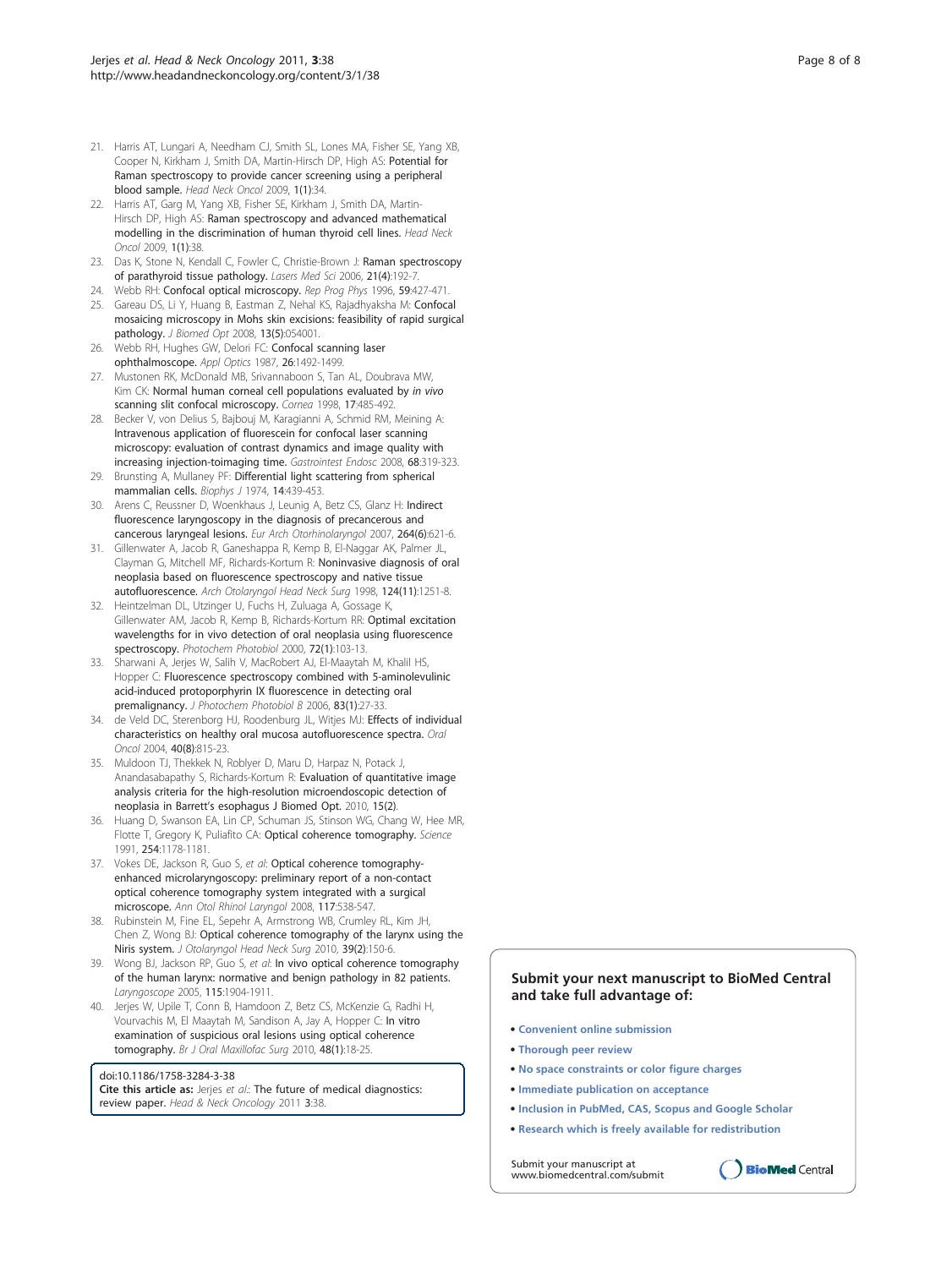21. Harris AT, Lungari A, Needham CJ, Smith SL, Lones MA, Fisher SE, Yang XB, Cooper N, Kirkham J, Smith DA, Martin-Hirsch DP, High AS: **Potential for Raman spectroscopy to provide cancer screening using a peripheral blood sample.** *Head Neck Oncol* 2009, **1(1)**:34.
22. Harris AT, Garg M, Yang XB, Fisher SE, Kirkham J, Smith DA, Martin-Hirsch DP, High AS: **Raman spectroscopy and advanced mathematical modelling in the discrimination of human thyroid cell lines.** *Head Neck Oncol* 2009, **1(1)**:38.
23. Das K, Stone N, Kendall C, Fowler C, Christie-Brown J: **Raman spectroscopy of parathyroid tissue pathology.** *Lasers Med Sci* 2006, **21(4)**:192-7.
24. Webb RH: **Confocal optical microscopy.** *Rep Prog Phys* 1996, **59**:427-471.
25. Gareau DS, Li Y, Huang B, Eastman Z, Nehal KS, Rajadhyaksha M: **Confocal mosaicing microscopy in Mohs skin excisions: feasibility of rapid surgical pathology.** *J Biomed Opt* 2008, **13(5)**:054001.
26. Webb RH, Hughes GW, Delori FC: **Confocal scanning laser ophthalmoscope.** *Appl Optics* 1987, **26**:1492-1499.
27. Mustonen RK, McDonald MB, Srivannaboon S, Tan AL, Doubrava MW, Kim CK: **Normal human corneal cell populations evaluated by *in vivo* scanning slit confocal microscopy.** *Cornea* 1998, **17**:485-492.
28. Becker V, von Delius S, Bajbouj M, Karagianni A, Schmid RM, Meining A: **Intravenous application of fluorescein for confocal laser scanning microscopy: evaluation of contrast dynamics and image quality with increasing injection-toimaging time.** *Gastrointest Endosc* 2008, **68**:319-323.
29. Brunsting A, Mullaney PF: **Differential light scattering from spherical mammalian cells.** *Biophys J* 1974, **14**:439-453.
30. Arens C, Reussner D, Woenkhaus J, Leunig A, Betz CS, Glanz H: **Indirect fluorescence laryngoscopy in the diagnosis of precancerous and cancerous laryngeal lesions.** *Eur Arch Otorhinolaryngol* 2007, **264(6)**:621-6.
31. Gillenwater A, Jacob R, Ganeshappa R, Kemp B, El-Naggar AK, Palmer JL, Clayman G, Mitchell MF, Richards-Kortum R: **Noninvasive diagnosis of oral neoplasia based on fluorescence spectroscopy and native tissue autofluorescence.** *Arch Otolaryngol Head Neck Surg* 1998, **124(11)**:1251-8.
32. Heintzelman DL, Utzinger U, Fuchs H, Zuluaga A, Gossage K, Gillenwater AM, Jacob R, Kemp B, Richards-Kortum RR: **Optimal excitation wavelengths for in vivo detection of oral neoplasia using fluorescence spectroscopy.** *Photochem Photobiol* 2000, **72(1)**:103-13.
33. Sharwani A, Jerjes W, Salih V, MacRobert AJ, El-Maaytah M, Khalil HS, Hopper C: **Fluorescence spectroscopy combined with 5-aminolevulinic acid-induced protoporphyrin IX fluorescence in detecting oral premalignancy.** *J Photochem Photobiol B* 2006, **83(1)**:27-33.
34. de Veld DC, Sterenborg HJ, Roodenburg JL, Witjes MJ: **Effects of individual characteristics on healthy oral mucosa autofluorescence spectra.** *Oral Oncol* 2004, **40(8)**:815-23.
35. Muldoon TJ, Thekkek N, Roblyer D, Maru D, Harpaz N, Potack J, Anandasabapathy S, Richards-Kortum R: **Evaluation of quantitative image analysis criteria for the high-resolution microendoscopic detection of neoplasia in Barrett's esophagus J Biomed Opt.** 2010, **15(2)**.
36. Huang D, Swanson EA, Lin CP, Schuman JS, Stinson WG, Chang W, Hee MR, Flotte T, Gregory K, Puliafito CA: **Optical coherence tomography.** *Science* 1991, **254**:1178-1181.
37. Vokes DE, Jackson R, Guo S, *et al*: **Optical coherence tomography-enhanced microlaryngoscopy: preliminary report of a non-contact optical coherence tomography system integrated with a surgical microscope.** *Ann Otol Rhinol Laryngol* 2008, **117**:538-547.
38. Rubinstein M, Fine EL, Sepehr A, Armstrong WB, Crumley RL, Kim JH, Chen Z, Wong BJ: **Optical coherence tomography of the larynx using the Niris system.** *J Otolaryngol Head Neck Surg* 2010, **39(2)**:150-6.
39. Wong BJ, Jackson RP, Guo S, *et al*: **In vivo optical coherence tomography of the human larynx: normative and benign pathology in 82 patients.** *Laryngoscope* 2005, **115**:1904-1911.
40. Jerjes W, Upile T, Conn B, Hamdoon Z, Betz CS, McKenzie G, Radhi H, Vourvachis M, El Maaytah M, Sandison A, Jay A, Hopper C: **In vitro examination of suspicious oral lesions using optical coherence tomography.** *Br J Oral Maxillofac Surg* 2010, **48(1)**:18-25.

doi:10.1186/1758-3284-3-38

**Cite this article as:** Jerjes *et al.*: The future of medical diagnostics: review paper. *Head & Neck Oncology* 2011 **3**:38.

**Submit your next manuscript to BioMed Central and take full advantage of:**

- Convenient online submission
- Thorough peer review
- No space constraints or color figure charges
- Immediate publication on acceptance
- Inclusion in PubMed, CAS, Scopus and Google Scholar
- Research which is freely available for redistribution

Submit your manuscript at www.biomedcentral.com/submit

BioMed Central